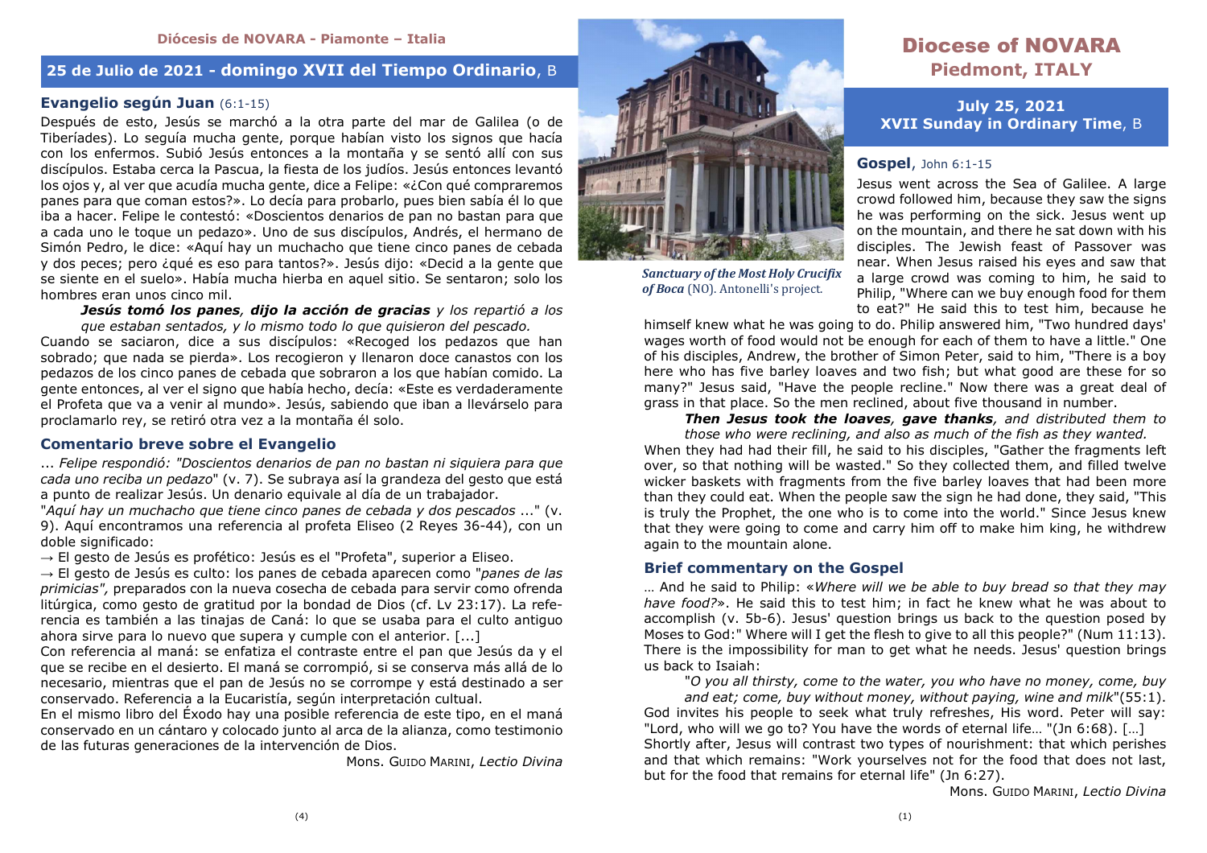Diócesis de NOVARA - Piamonte – Italia

## 25 de Julio de 2021 - domingo XVII del Tiempo Ordinario, B

### Evangelio según Juan (6:1-15)

Después de esto, Jesús se marchó a la otra parte del mar de Galilea (o de Tiberíades). Lo seguía mucha gente, porque habían visto los signos que hacía con los enfermos. Subió Jesús entonces a la montaña y se sentó allí con sus discípulos. Estaba cerca la Pascua, la fiesta de los judíos. Jesús entonces levantó los ojos y, al ver que acudía mucha gente, dice a Felipe: «¿Con qué compraremos panes para que coman estos?». Lo decía para probarlo, pues bien sabía él lo que iba a hacer. Felipe le contestó: «Doscientos denarios de pan no bastan para que a cada uno le toque un pedazo». Uno de sus discípulos, Andrés, el hermano de Simón Pedro, le dice: «Aquí hay un muchacho que tiene cinco panes de cebada y dos peces; pero ¿qué es eso para tantos?». Jesús dijo: «Decid a la gente que se siente en el suelo». Había mucha hierba en aquel sitio. Se sentaron; solo los hombres eran unos cinco mil.

> ***Jesús tomó los panes, dijo la acción de gracias*** *y los repartió a los que estaban sentados, y lo mismo todo lo que quisieron del pescado.*

Cuando se saciaron, dice a sus discípulos: «Recoged los pedazos que han sobrado; que nada se pierda». Los recogieron y llenaron doce canastos con los pedazos de los cinco panes de cebada que sobraron a los que habían comido. La gente entonces, al ver el signo que había hecho, decía: «Este es verdaderamente el Profeta que va a venir al mundo». Jesús, sabiendo que iban a llevárselo para proclamarlo rey, se retiró otra vez a la montaña él solo.

### Comentario breve sobre el Evangelio

... *Felipe respondió: "Doscientos denarios de pan no bastan ni siquiera para que cada uno reciba un pedazo"* (v. 7). Se subraya así la grandeza del gesto que está a punto de realizar Jesús. Un denario equivale al día de un trabajador.

"*Aquí hay un muchacho que tiene cinco panes de cebada y dos pescados* ..." (v. 9). Aquí encontramos una referencia al profeta Eliseo (2 Reyes 36-44), con un doble significado:

→ El gesto de Jesús es profético: Jesús es el "Profeta", superior a Eliseo.

→ El gesto de Jesús es culto: los panes de cebada aparecen como "*panes de las primicias",* preparados con la nueva cosecha de cebada para servir como ofrenda litúrgica, como gesto de gratitud por la bondad de Dios (cf. Lv 23:17). La referencia es también a las tinajas de Caná: lo que se usaba para el culto antiguo ahora sirve para lo nuevo que supera y cumple con el anterior. [...]

Con referencia al maná: se enfatiza el contraste entre el pan que Jesús da y el que se recibe en el desierto. El maná se corrompió, si se conserva más allá de lo necesario, mientras que el pan de Jesús no se corrompe y está destinado a ser conservado. Referencia a la Eucaristía, según interpretación cultual.

En el mismo libro del Éxodo hay una posible referencia de este tipo, en el maná conservado en un cántaro y colocado junto al arca de la alianza, como testimonio de las futuras generaciones de la intervención de Dios.

Mons. GUIDO MARINI, *Lectio Divina*

*Sanctuary of the Most Holy Crucifix of Boca* (NO). Antonelli's project.

# Diocese of NOVARA
## Piedmont, ITALY

## July 25, 2021 XVII Sunday in Ordinary Time, B

### Gospel, John 6:1-15

Jesus went across the Sea of Galilee. A large crowd followed him, because they saw the signs he was performing on the sick. Jesus went up on the mountain, and there he sat down with his disciples. The Jewish feast of Passover was near. When Jesus raised his eyes and saw that a large crowd was coming to him, he said to Philip, "Where can we buy enough food for them to eat?" He said this to test him, because he himself knew what he was going to do. Philip answered him, "Two hundred days' wages worth of food would not be enough for each of them to have a little." One of his disciples, Andrew, the brother of Simon Peter, said to him, "There is a boy here who has five barley loaves and two fish; but what good are these for so many?" Jesus said, "Have the people recline." Now there was a great deal of grass in that place. So the men reclined, about five thousand in number.

> ***Then Jesus took the loaves, gave thanks****, and distributed them to those who were reclining, and also as much of the fish as they wanted.*

When they had had their fill, he said to his disciples, "Gather the fragments left over, so that nothing will be wasted." So they collected them, and filled twelve wicker baskets with fragments from the five barley loaves that had been more than they could eat. When the people saw the sign he had done, they said, "This is truly the Prophet, the one who is to come into the world." Since Jesus knew that they were going to come and carry him off to make him king, he withdrew again to the mountain alone.

### Brief commentary on the Gospel

… And he said to Philip: «*Where will we be able to buy bread so that they may have food?*». He said this to test him; in fact he knew what he was about to accomplish (v. 5b-6). Jesus' question brings us back to the question posed by Moses to God:" Where will I get the flesh to give to all this people?" (Num 11:13). There is the impossibility for man to get what he needs. Jesus' question brings us back to Isaiah:

> "*O you all thirsty, come to the water, you who have no money, come, buy and eat; come, buy without money, without paying, wine and milk*"(55:1).

God invites his people to seek what truly refreshes, His word. Peter will say: "Lord, who will we go to? You have the words of eternal life… "(Jn 6:68). […]

Shortly after, Jesus will contrast two types of nourishment: that which perishes and that which remains: "Work yourselves not for the food that does not last, but for the food that remains for eternal life" (Jn 6:27).

Mons. GUIDO MARINI, *Lectio Divina*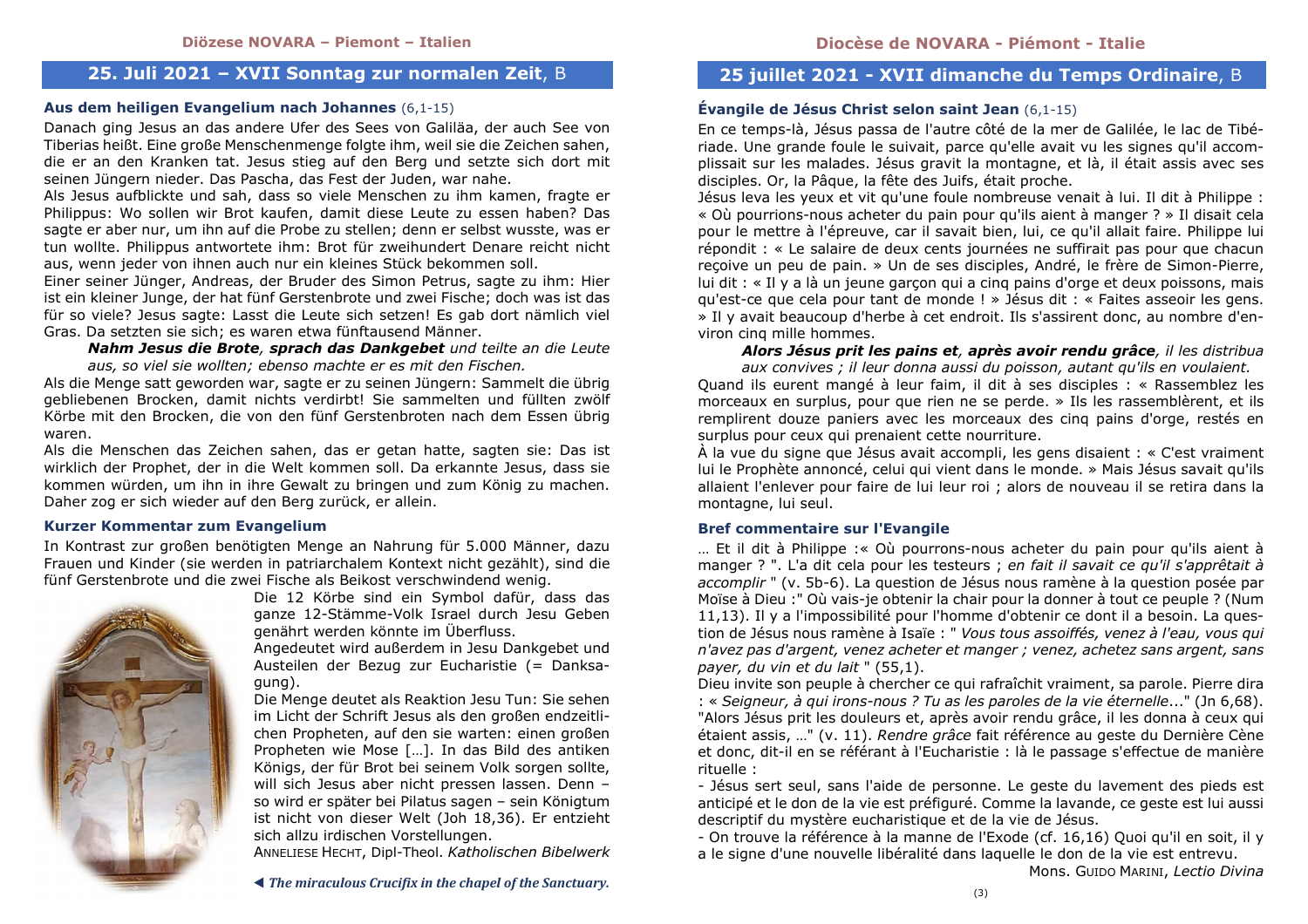Diözese NOVARA – Piemont – Italien

## 25. Juli 2021 – XVII Sonntag zur normalen Zeit, B

### Aus dem heiligen Evangelium nach Johannes (6,1-15)

Danach ging Jesus an das andere Ufer des Sees von Galiläa, der auch See von Tiberias heißt. Eine große Menschenmenge folgte ihm, weil sie die Zeichen sahen, die er an den Kranken tat. Jesus stieg auf den Berg und setzte sich dort mit seinen Jüngern nieder. Das Pascha, das Fest der Juden, war nahe.

Als Jesus aufblickte und sah, dass so viele Menschen zu ihm kamen, fragte er Philippus: Wo sollen wir Brot kaufen, damit diese Leute zu essen haben? Das sagte er aber nur, um ihn auf die Probe zu stellen; denn er selbst wusste, was er tun wollte. Philippus antwortete ihm: Brot für zweihundert Denare reicht nicht aus, wenn jeder von ihnen auch nur ein kleines Stück bekommen soll.

Einer seiner Jünger, Andreas, der Bruder des Simon Petrus, sagte zu ihm: Hier ist ein kleiner Junge, der hat fünf Gerstenbrote und zwei Fische; doch was ist das für so viele? Jesus sagte: Lasst die Leute sich setzen! Es gab dort nämlich viel Gras. Da setzten sie sich; es waren etwa fünftausend Männer.

> ***Nahm Jesus die Brote, sprach das Dankgebet*** *und teilte an die Leute aus, so viel sie wollten; ebenso machte er es mit den Fischen.*

Als die Menge satt geworden war, sagte er zu seinen Jüngern: Sammelt die übrig gebliebenen Brocken, damit nichts verdirbt! Sie sammelten und füllten zwölf Körbe mit den Brocken, die von den fünf Gerstenbroten nach dem Essen übrig waren.

Als die Menschen das Zeichen sahen, das er getan hatte, sagten sie: Das ist wirklich der Prophet, der in die Welt kommen soll. Da erkannte Jesus, dass sie kommen würden, um ihn in ihre Gewalt zu bringen und zum König zu machen. Daher zog er sich wieder auf den Berg zurück, er allein.

### Kurzer Kommentar zum Evangelium

In Kontrast zur großen benötigten Menge an Nahrung für 5.000 Männer, dazu Frauen und Kinder (sie werden in patriarchalem Kontext nicht gezählt), sind die fünf Gerstenbrote und die zwei Fische als Beikost verschwindend wenig.

Die 12 Körbe sind ein Symbol dafür, dass das ganze 12-Stämme-Volk Israel durch Jesu Geben genährt werden könnte im Überfluss.

Angedeutet wird außerdem in Jesu Dankgebet und Austeilen der Bezug zur Eucharistie (= Danksagung).

Die Menge deutet als Reaktion Jesu Tun: Sie sehen im Licht der Schrift Jesus als den großen endzeitlichen Propheten, auf den sie warten: einen großen Propheten wie Mose […]. In das Bild des antiken Königs, der für Brot bei seinem Volk sorgen sollte, will sich Jesus aber nicht pressen lassen. Denn – so wird er später bei Pilatus sagen – sein Königtum ist nicht von dieser Welt (Joh 18,36). Er entzieht sich allzu irdischen Vorstellungen.

ANNELIESE HECHT, Dipl-Theol. *Katholischen Bibelwerk*

◀ *The miraculous Crucifix in the chapel of the Sanctuary.*

Diocèse de NOVARA - Piémont - Italie

## 25 juillet 2021 - XVII dimanche du Temps Ordinaire, B

### Évangile de Jésus Christ selon saint Jean (6,1-15)

En ce temps-là, Jésus passa de l'autre côté de la mer de Galilée, le lac de Tibériade. Une grande foule le suivait, parce qu'elle avait vu les signes qu'il accomplissait sur les malades. Jésus gravit la montagne, et là, il était assis avec ses disciples. Or, la Pâque, la fête des Juifs, était proche.

Jésus leva les yeux et vit qu'une foule nombreuse venait à lui. Il dit à Philippe : « Où pourrions-nous acheter du pain pour qu'ils aient à manger ? » Il disait cela pour le mettre à l'épreuve, car il savait bien, lui, ce qu'il allait faire. Philippe lui répondit : « Le salaire de deux cents journées ne suffirait pas pour que chacun reçoive un peu de pain. » Un de ses disciples, André, le frère de Simon-Pierre, lui dit : « Il y a là un jeune garçon qui a cinq pains d'orge et deux poissons, mais qu'est-ce que cela pour tant de monde ! » Jésus dit : « Faites asseoir les gens. » Il y avait beaucoup d'herbe à cet endroit. Ils s'assirent donc, au nombre d'environ cinq mille hommes.

> ***Alors Jésus prit les pains et, après avoir rendu grâce****, il les distribua aux convives ; il leur donna aussi du poisson, autant qu'ils en voulaient.*

Quand ils eurent mangé à leur faim, il dit à ses disciples : « Rassemblez les morceaux en surplus, pour que rien ne se perde. » Ils les rassemblèrent, et ils remplirent douze paniers avec les morceaux des cinq pains d'orge, restés en surplus pour ceux qui prenaient cette nourriture.

À la vue du signe que Jésus avait accompli, les gens disaient : « C'est vraiment lui le Prophète annoncé, celui qui vient dans le monde. » Mais Jésus savait qu'ils allaient l'enlever pour faire de lui leur roi ; alors de nouveau il se retira dans la montagne, lui seul.

### Bref commentaire sur l'Evangile

… Et il dit à Philippe :« Où pourrons-nous acheter du pain pour qu'ils aient à manger ? ". L'a dit cela pour les testeurs ; *en fait il savait ce qu'il s'apprêtait à accomplir* " (v. 5b-6). La question de Jésus nous ramène à la question posée par Moïse à Dieu :" Où vais-je obtenir la chair pour la donner à tout ce peuple ? (Num 11,13). Il y a l'impossibilité pour l'homme d'obtenir ce dont il a besoin. La question de Jésus nous ramène à Isaïe : " *Vous tous assoiffés, venez à l'eau, vous qui n'avez pas d'argent, venez acheter et manger ; venez, achetez sans argent, sans payer, du vin et du lait* " (55,1).

Dieu invite son peuple à chercher ce qui rafraîchit vraiment, sa parole. Pierre dira : « *Seigneur, à qui irons-nous ? Tu as les paroles de la vie éternelle*..." (Jn 6,68). "Alors Jésus prit les douleurs et, après avoir rendu grâce, il les donna à ceux qui étaient assis, …" (v. 11). *Rendre grâce* fait référence au geste du Dernière Cène et donc, dit-il en se référant à l'Eucharistie : là le passage s'effectue de manière rituelle :

- Jésus sert seul, sans l'aide de personne. Le geste du lavement des pieds est anticipé et le don de la vie est préfiguré. Comme la lavande, ce geste est lui aussi descriptif du mystère eucharistique et de la vie de Jésus.
- On trouve la référence à la manne de l'Exode (cf. 16,16) Quoi qu'il en soit, il y a le signe d'une nouvelle libéralité dans laquelle le don de la vie est entrevu.

Mons. GUIDO MARINI, *Lectio Divina*